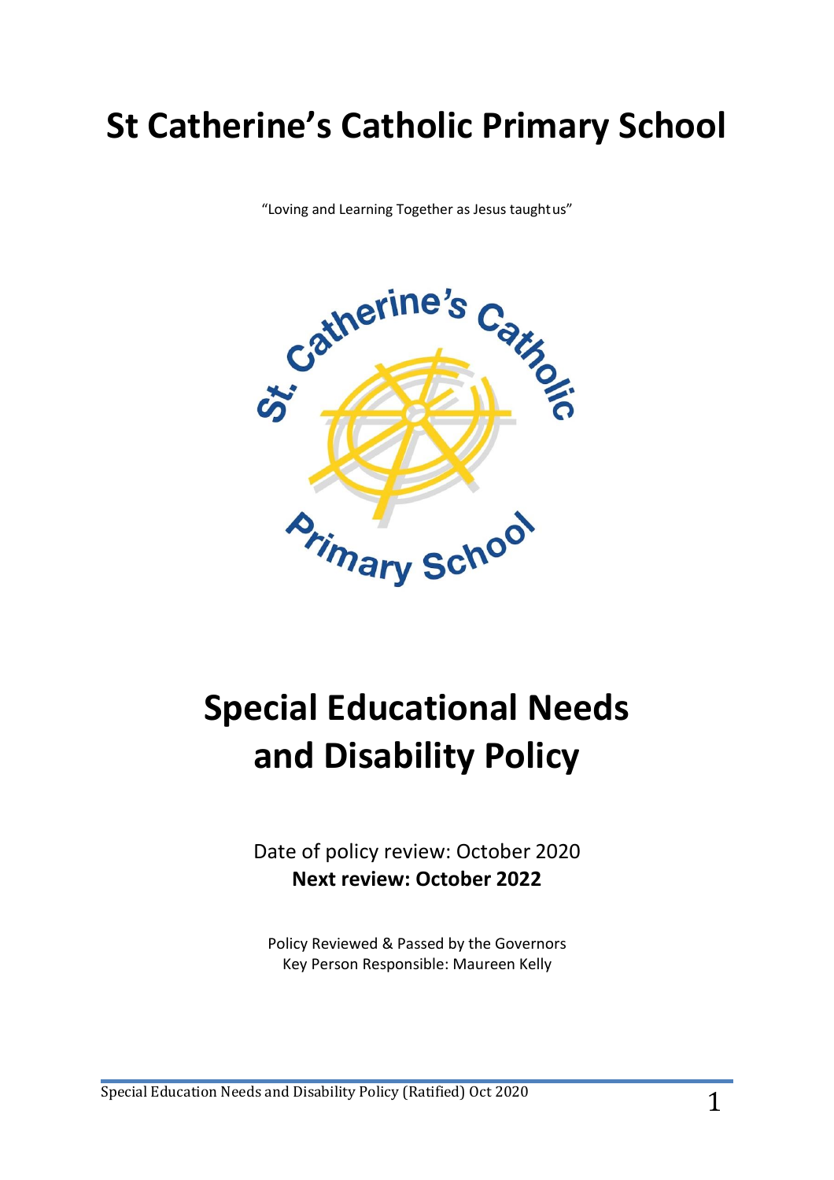# St Catherine's Catholic Primary School

"Loving and Learning Together as Jesus taught us"

# Special Educational Needs and Disability Policy

Date of policy review: October 2020
**Next review: October 2022**

Policy Reviewed & Passed by the Governors
Key Person Responsible: Maureen Kelly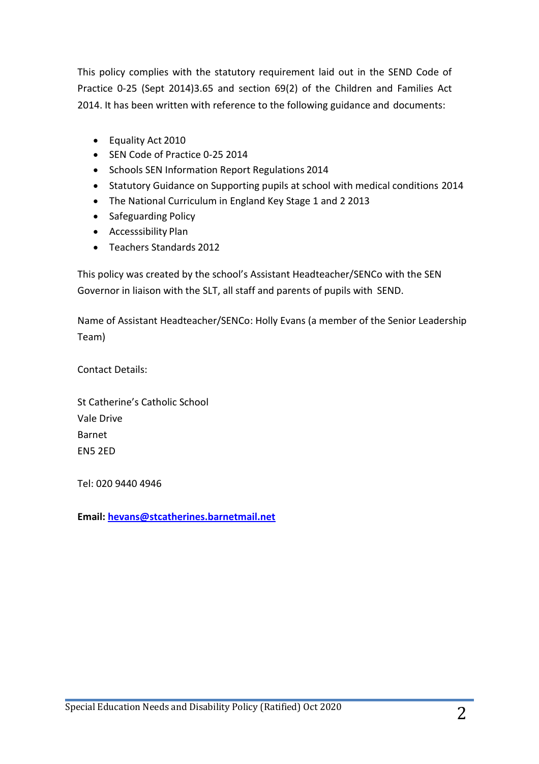This policy complies with the statutory requirement laid out in the SEND Code of Practice 0-25 (Sept 2014)3.65 and section 69(2) of the Children and Families Act 2014. It has been written with reference to the following guidance and documents:

- Equality Act 2010
- SEN Code of Practice 0-25 2014
- Schools SEN Information Report Regulations 2014
- Statutory Guidance on Supporting pupils at school with medical conditions 2014
- The National Curriculum in England Key Stage 1 and 2 2013
- Safeguarding Policy
- Accesssibility Plan
- Teachers Standards 2012

This policy was created by the school's Assistant Headteacher/SENCo with the SEN Governor in liaison with the SLT, all staff and parents of pupils with SEND.

Name of Assistant Headteacher/SENCo: Holly Evans (a member of the Senior Leadership Team)

Contact Details:

St Catherine's Catholic School
Vale Drive
Barnet
EN5 2ED

Tel: 020 9440 4946

**Email:** hevans@stcatherines.barnetmail.net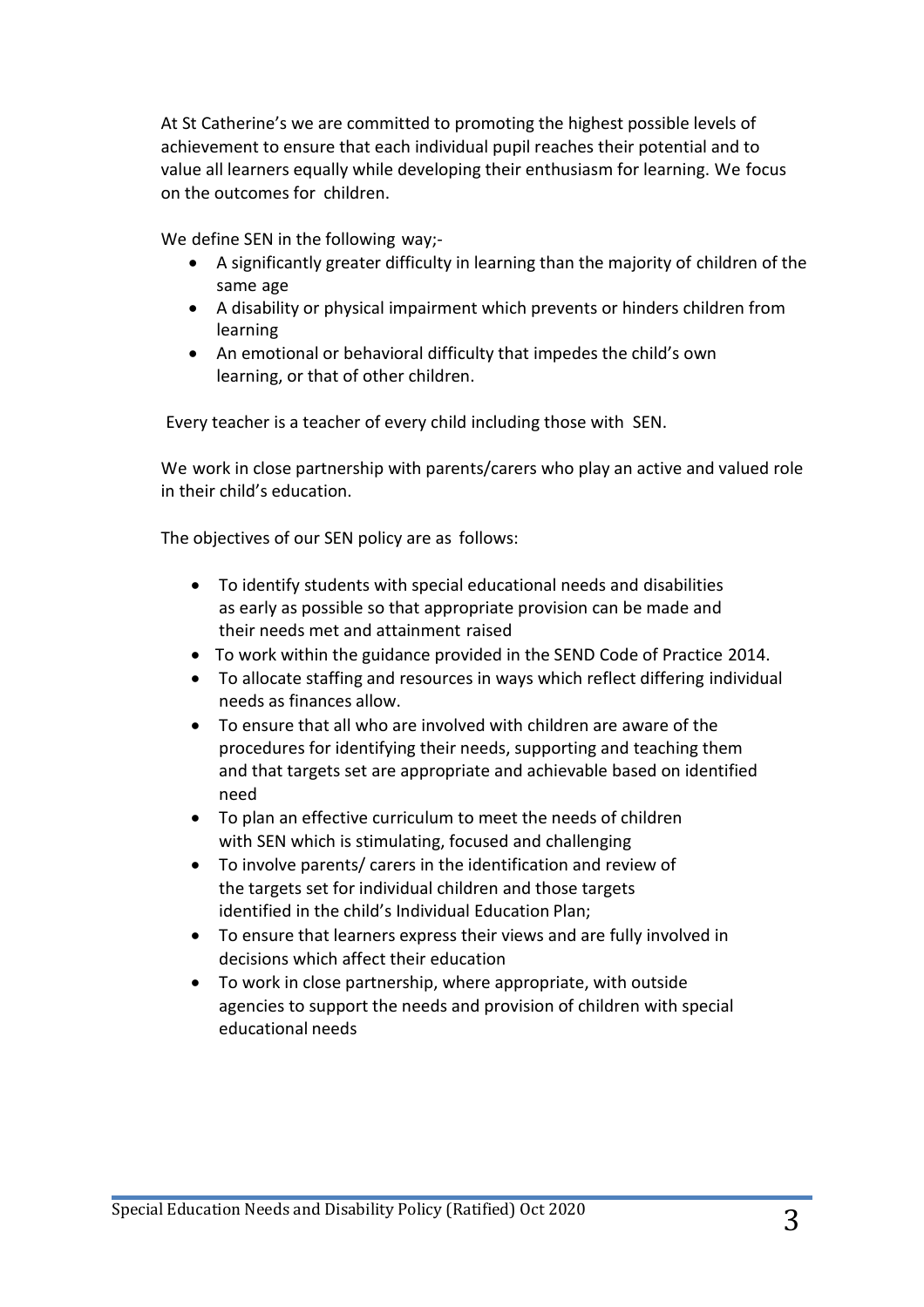At St Catherine's we are committed to promoting the highest possible levels of achievement to ensure that each individual pupil reaches their potential and to value all learners equally while developing their enthusiasm for learning. We focus on the outcomes for children.

We define SEN in the following way;-

- A significantly greater difficulty in learning than the majority of children of the same age
- A disability or physical impairment which prevents or hinders children from learning
- An emotional or behavioral difficulty that impedes the child's own learning, or that of other children.

Every teacher is a teacher of every child including those with SEN.

We work in close partnership with parents/carers who play an active and valued role in their child's education.

The objectives of our SEN policy are as follows:

- To identify students with special educational needs and disabilities as early as possible so that appropriate provision can be made and their needs met and attainment raised
- To work within the guidance provided in the SEND Code of Practice 2014.
- To allocate staffing and resources in ways which reflect differing individual needs as finances allow.
- To ensure that all who are involved with children are aware of the procedures for identifying their needs, supporting and teaching them and that targets set are appropriate and achievable based on identified need
- To plan an effective curriculum to meet the needs of children with SEN which is stimulating, focused and challenging
- To involve parents/ carers in the identification and review of the targets set for individual children and those targets identified in the child's Individual Education Plan;
- To ensure that learners express their views and are fully involved in decisions which affect their education
- To work in close partnership, where appropriate, with outside agencies to support the needs and provision of children with special educational needs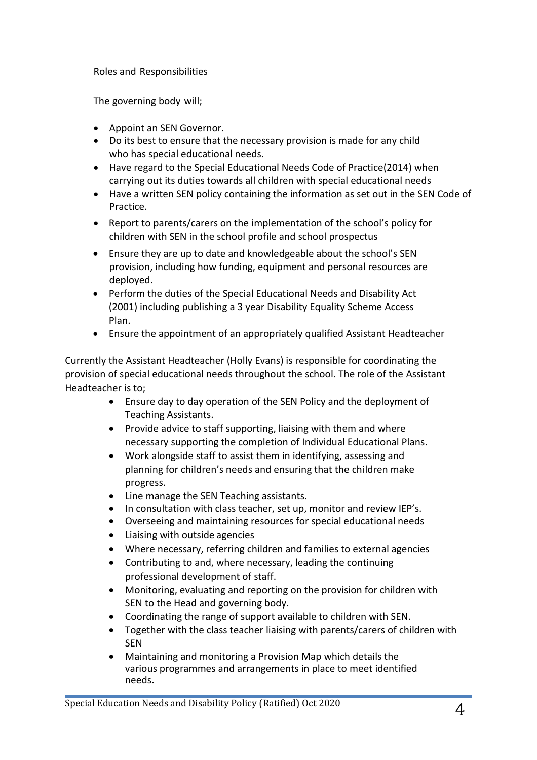## Roles and Responsibilities

The governing body will;

- Appoint an SEN Governor.
- Do its best to ensure that the necessary provision is made for any child who has special educational needs.
- Have regard to the Special Educational Needs Code of Practice(2014) when carrying out its duties towards all children with special educational needs
- Have a written SEN policy containing the information as set out in the SEN Code of Practice.
- Report to parents/carers on the implementation of the school's policy for children with SEN in the school profile and school prospectus
- Ensure they are up to date and knowledgeable about the school's SEN provision, including how funding, equipment and personal resources are deployed.
- Perform the duties of the Special Educational Needs and Disability Act (2001) including publishing a 3 year Disability Equality Scheme Access Plan.
- Ensure the appointment of an appropriately qualified Assistant Headteacher

Currently the Assistant Headteacher (Holly Evans) is responsible for coordinating the provision of special educational needs throughout the school. The role of the Assistant Headteacher is to;

- Ensure day to day operation of the SEN Policy and the deployment of Teaching Assistants.
- Provide advice to staff supporting, liaising with them and where necessary supporting the completion of Individual Educational Plans.
- Work alongside staff to assist them in identifying, assessing and planning for children's needs and ensuring that the children make progress.
- Line manage the SEN Teaching assistants.
- In consultation with class teacher, set up, monitor and review IEP's.
- Overseeing and maintaining resources for special educational needs
- Liaising with outside agencies
- Where necessary, referring children and families to external agencies
- Contributing to and, where necessary, leading the continuing professional development of staff.
- Monitoring, evaluating and reporting on the provision for children with SEN to the Head and governing body.
- Coordinating the range of support available to children with SEN.
- Together with the class teacher liaising with parents/carers of children with SEN
- Maintaining and monitoring a Provision Map which details the various programmes and arrangements in place to meet identified needs.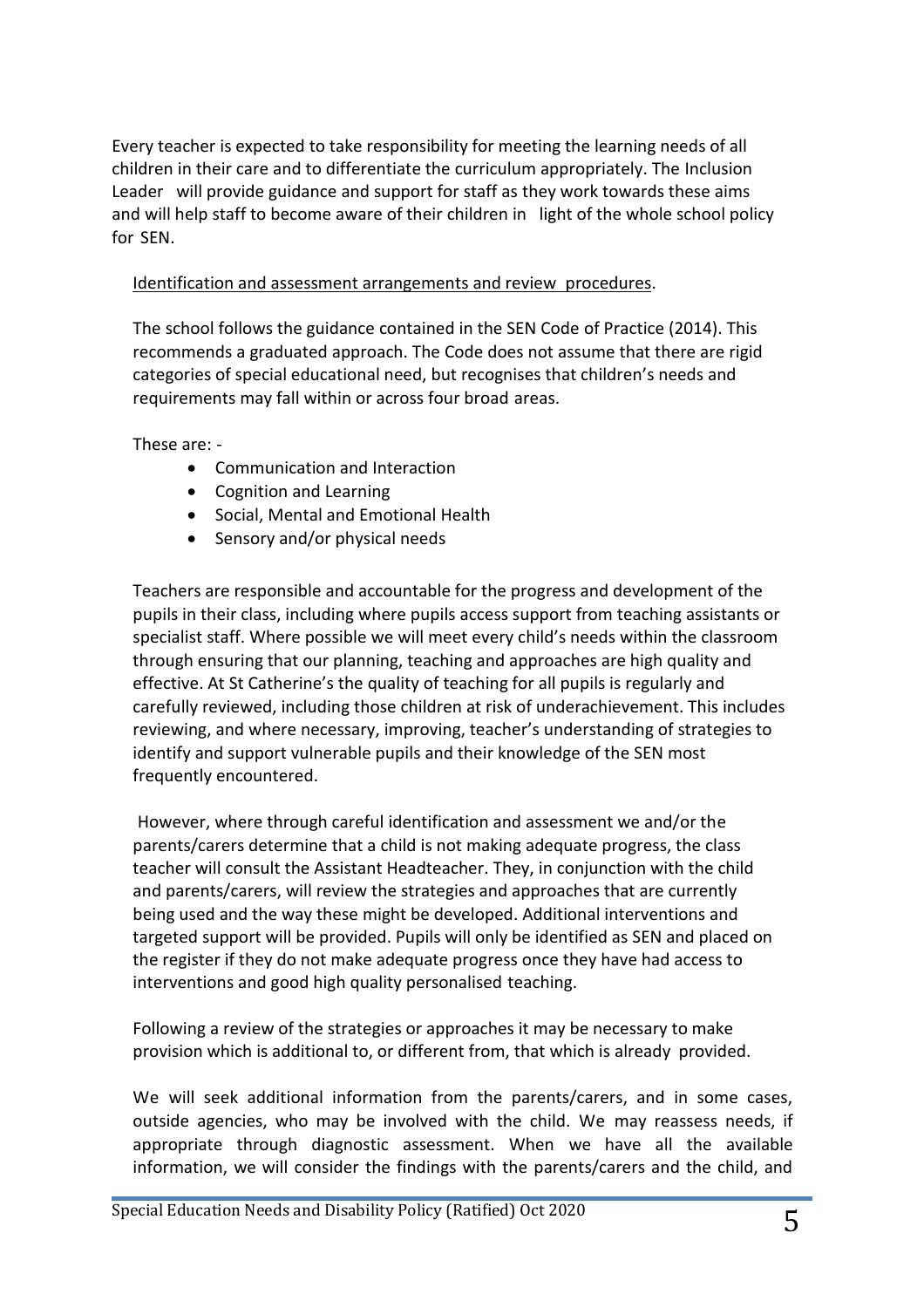Every teacher is expected to take responsibility for meeting the learning needs of all children in their care and to differentiate the curriculum appropriately. The Inclusion Leader will provide guidance and support for staff as they work towards these aims and will help staff to become aware of their children in light of the whole school policy for SEN.

<u>Identification and assessment arrangements and review procedures</u>.

The school follows the guidance contained in the SEN Code of Practice (2014). This recommends a graduated approach. The Code does not assume that there are rigid categories of special educational need, but recognises that children's needs and requirements may fall within or across four broad areas.

These are: -

- Communication and Interaction
- Cognition and Learning
- Social, Mental and Emotional Health
- Sensory and/or physical needs

Teachers are responsible and accountable for the progress and development of the pupils in their class, including where pupils access support from teaching assistants or specialist staff. Where possible we will meet every child's needs within the classroom through ensuring that our planning, teaching and approaches are high quality and effective. At St Catherine's the quality of teaching for all pupils is regularly and carefully reviewed, including those children at risk of underachievement. This includes reviewing, and where necessary, improving, teacher's understanding of strategies to identify and support vulnerable pupils and their knowledge of the SEN most frequently encountered.

However, where through careful identification and assessment we and/or the parents/carers determine that a child is not making adequate progress, the class teacher will consult the Assistant Headteacher. They, in conjunction with the child and parents/carers, will review the strategies and approaches that are currently being used and the way these might be developed. Additional interventions and targeted support will be provided. Pupils will only be identified as SEN and placed on the register if they do not make adequate progress once they have had access to interventions and good high quality personalised teaching.

Following a review of the strategies or approaches it may be necessary to make provision which is additional to, or different from, that which is already provided.

We will seek additional information from the parents/carers, and in some cases, outside agencies, who may be involved with the child. We may reassess needs, if appropriate through diagnostic assessment. When we have all the available information, we will consider the findings with the parents/carers and the child, and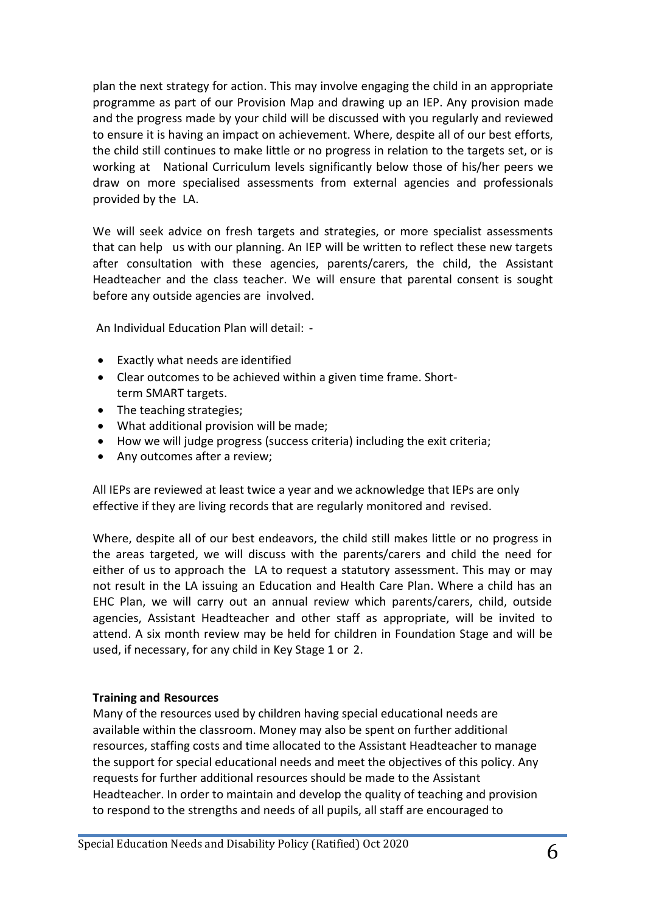plan the next strategy for action. This may involve engaging the child in an appropriate programme as part of our Provision Map and drawing up an IEP. Any provision made and the progress made by your child will be discussed with you regularly and reviewed to ensure it is having an impact on achievement. Where, despite all of our best efforts, the child still continues to make little or no progress in relation to the targets set, or is working at National Curriculum levels significantly below those of his/her peers we draw on more specialised assessments from external agencies and professionals provided by the LA.

We will seek advice on fresh targets and strategies, or more specialist assessments that can help us with our planning. An IEP will be written to reflect these new targets after consultation with these agencies, parents/carers, the child, the Assistant Headteacher and the class teacher. We will ensure that parental consent is sought before any outside agencies are involved.

An Individual Education Plan will detail: -

- Exactly what needs are identified
- Clear outcomes to be achieved within a given time frame. Short-term SMART targets.
- The teaching strategies;
- What additional provision will be made;
- How we will judge progress (success criteria) including the exit criteria;
- Any outcomes after a review;

All IEPs are reviewed at least twice a year and we acknowledge that IEPs are only effective if they are living records that are regularly monitored and revised.

Where, despite all of our best endeavors, the child still makes little or no progress in the areas targeted, we will discuss with the parents/carers and child the need for either of us to approach the LA to request a statutory assessment. This may or may not result in the LA issuing an Education and Health Care Plan. Where a child has an EHC Plan, we will carry out an annual review which parents/carers, child, outside agencies, Assistant Headteacher and other staff as appropriate, will be invited to attend. A six month review may be held for children in Foundation Stage and will be used, if necessary, for any child in Key Stage 1 or 2.

**Training and Resources**

Many of the resources used by children having special educational needs are available within the classroom. Money may also be spent on further additional resources, staffing costs and time allocated to the Assistant Headteacher to manage the support for special educational needs and meet the objectives of this policy. Any requests for further additional resources should be made to the Assistant Headteacher. In order to maintain and develop the quality of teaching and provision to respond to the strengths and needs of all pupils, all staff are encouraged to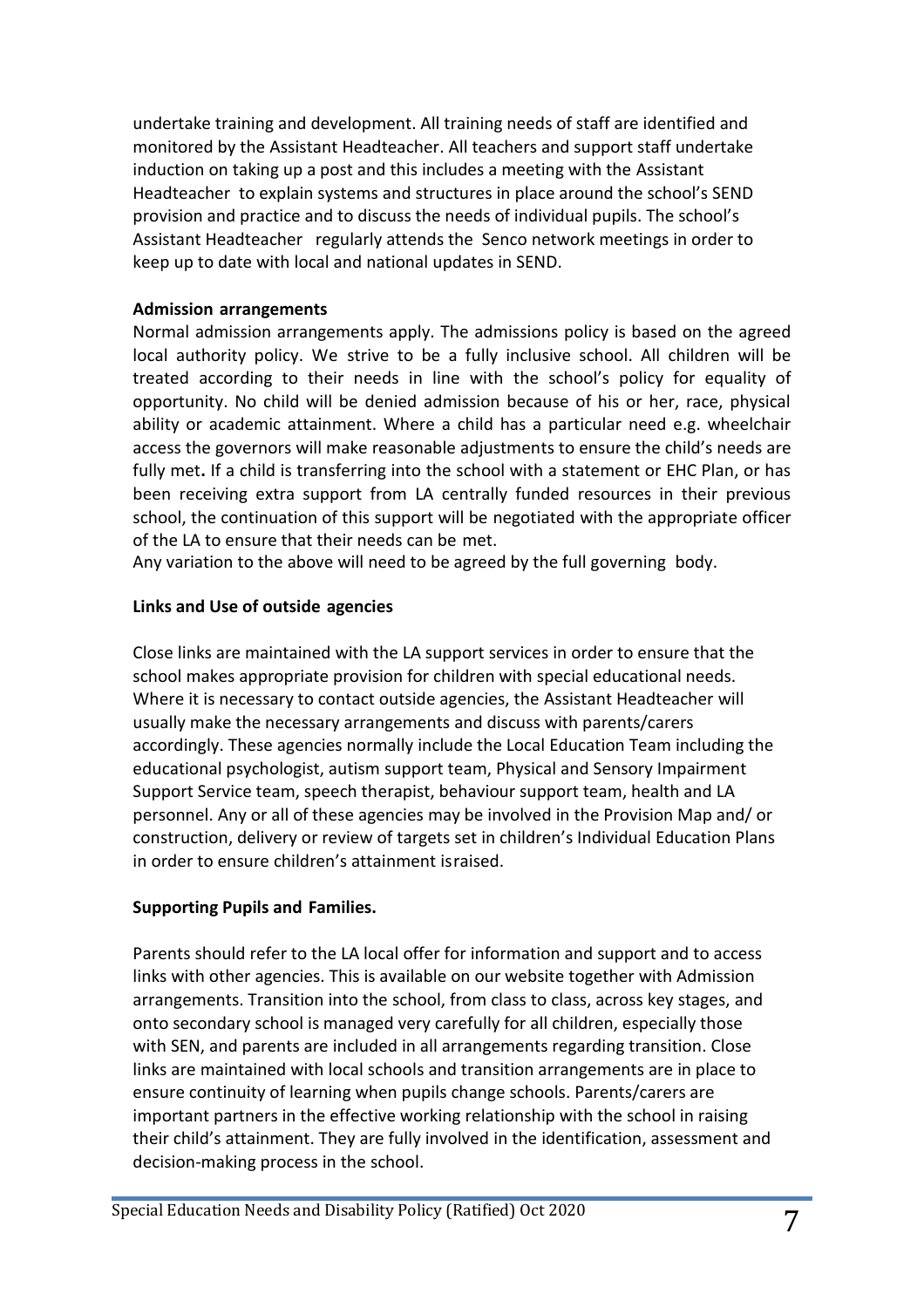undertake training and development. All training needs of staff are identified and monitored by the Assistant Headteacher. All teachers and support staff undertake induction on taking up a post and this includes a meeting with the Assistant Headteacher to explain systems and structures in place around the school's SEND provision and practice and to discuss the needs of individual pupils. The school's Assistant Headteacher regularly attends the Senco network meetings in order to keep up to date with local and national updates in SEND.

**Admission arrangements**

Normal admission arrangements apply. The admissions policy is based on the agreed local authority policy. We strive to be a fully inclusive school. All children will be treated according to their needs in line with the school's policy for equality of opportunity. No child will be denied admission because of his or her, race, physical ability or academic attainment. Where a child has a particular need e.g. wheelchair access the governors will make reasonable adjustments to ensure the child's needs are fully met**.** If a child is transferring into the school with a statement or EHC Plan, or has been receiving extra support from LA centrally funded resources in their previous school, the continuation of this support will be negotiated with the appropriate officer of the LA to ensure that their needs can be met.

Any variation to the above will need to be agreed by the full governing body.

**Links and Use of outside agencies**

Close links are maintained with the LA support services in order to ensure that the school makes appropriate provision for children with special educational needs. Where it is necessary to contact outside agencies, the Assistant Headteacher will usually make the necessary arrangements and discuss with parents/carers accordingly. These agencies normally include the Local Education Team including the educational psychologist, autism support team, Physical and Sensory Impairment Support Service team, speech therapist, behaviour support team, health and LA personnel. Any or all of these agencies may be involved in the Provision Map and/ or construction, delivery or review of targets set in children's Individual Education Plans in order to ensure children's attainment israised.

**Supporting Pupils and Families.**

Parents should refer to the LA local offer for information and support and to access links with other agencies. This is available on our website together with Admission arrangements. Transition into the school, from class to class, across key stages, and onto secondary school is managed very carefully for all children, especially those with SEN, and parents are included in all arrangements regarding transition. Close links are maintained with local schools and transition arrangements are in place to ensure continuity of learning when pupils change schools. Parents/carers are important partners in the effective working relationship with the school in raising their child's attainment. They are fully involved in the identification, assessment and decision-making process in the school.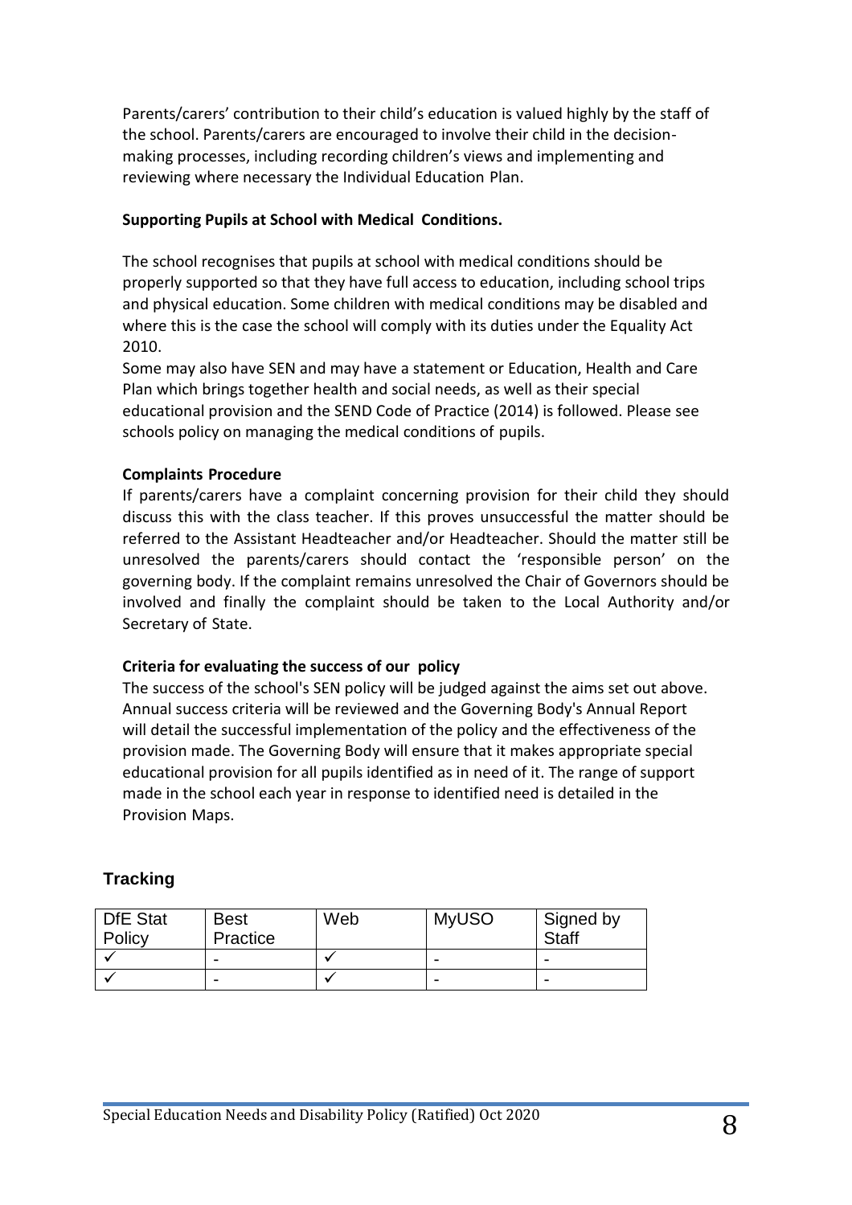Parents/carers' contribution to their child's education is valued highly by the staff of the school. Parents/carers are encouraged to involve their child in the decision-making processes, including recording children's views and implementing and reviewing where necessary the Individual Education Plan.

**Supporting Pupils at School with Medical Conditions.**

The school recognises that pupils at school with medical conditions should be properly supported so that they have full access to education, including school trips and physical education. Some children with medical conditions may be disabled and where this is the case the school will comply with its duties under the Equality Act 2010.

Some may also have SEN and may have a statement or Education, Health and Care Plan which brings together health and social needs, as well as their special educational provision and the SEND Code of Practice (2014) is followed. Please see schools policy on managing the medical conditions of pupils.

**Complaints Procedure**

If parents/carers have a complaint concerning provision for their child they should discuss this with the class teacher. If this proves unsuccessful the matter should be referred to the Assistant Headteacher and/or Headteacher. Should the matter still be unresolved the parents/carers should contact the 'responsible person' on the governing body. If the complaint remains unresolved the Chair of Governors should be involved and finally the complaint should be taken to the Local Authority and/or Secretary of State.

**Criteria for evaluating the success of our policy**

The success of the school's SEN policy will be judged against the aims set out above. Annual success criteria will be reviewed and the Governing Body's Annual Report will detail the successful implementation of the policy and the effectiveness of the provision made. The Governing Body will ensure that it makes appropriate special educational provision for all pupils identified as in need of it. The range of support made in the school each year in response to identified need is detailed in the Provision Maps.

## Tracking

| DfE Stat Policy | Best Practice | Web | MyUSO | Signed by Staff |
|---|---|---|---|---|
| ✓ | - | ✓ | - | - |
| ✓ | - | ✓ | - | - |